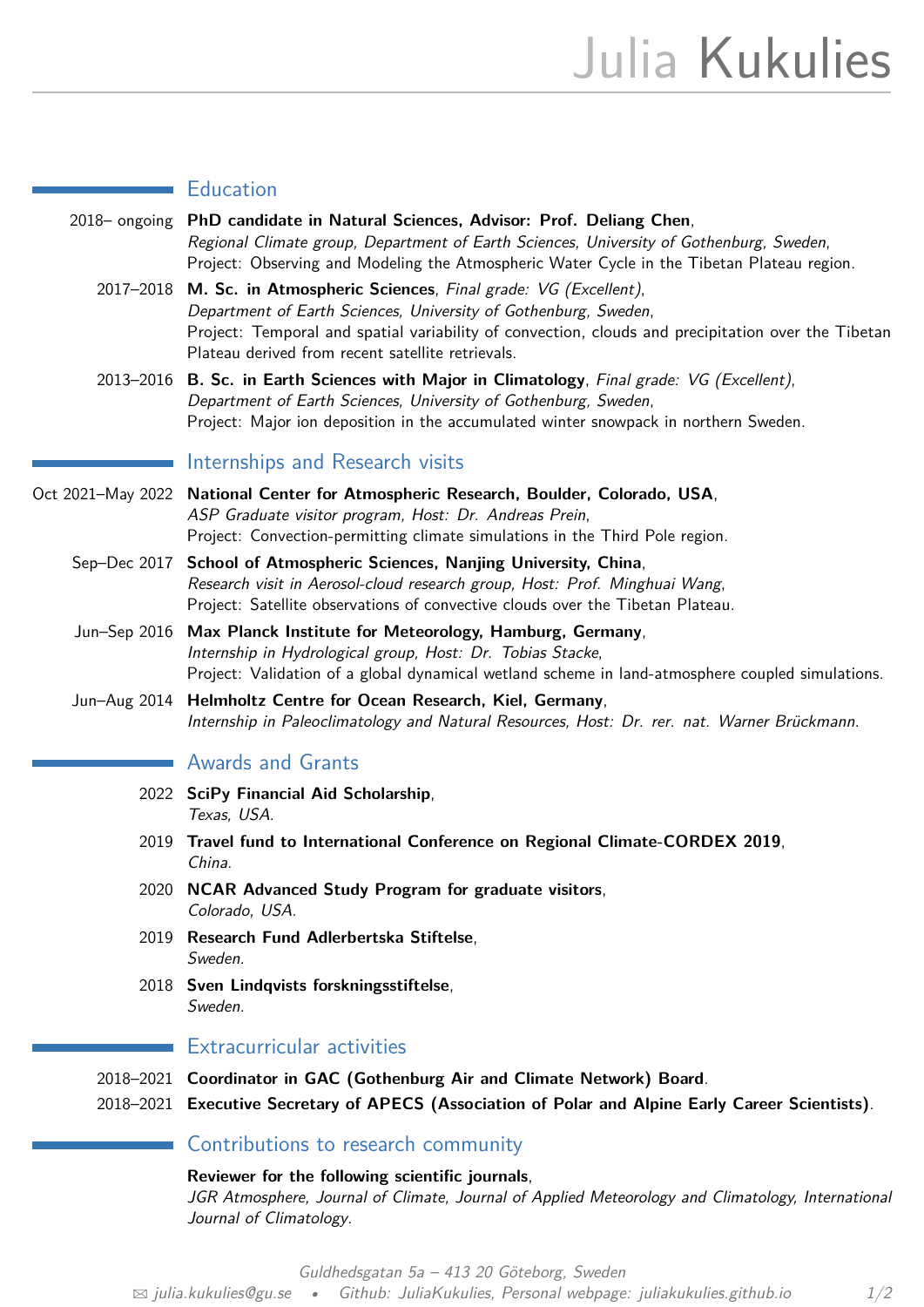# Julia Kukulies

## Education

2018– ongoing **PhD candidate in Natural Sciences, Advisor: Prof. Deliang Chen**,
*Regional Climate group, Department of Earth Sciences, University of Gothenburg, Sweden*,
Project: Observing and Modeling the Atmospheric Water Cycle in the Tibetan Plateau region.

2017–2018 **M. Sc. in Atmospheric Sciences**, *Final grade: VG (Excellent)*,
*Department of Earth Sciences, University of Gothenburg, Sweden*,
Project: Temporal and spatial variability of convection, clouds and precipitation over the Tibetan Plateau derived from recent satellite retrievals.

2013–2016 **B. Sc. in Earth Sciences with Major in Climatology**, *Final grade: VG (Excellent)*,
*Department of Earth Sciences, University of Gothenburg, Sweden*,
Project: Major ion deposition in the accumulated winter snowpack in northern Sweden.

## Internships and Research visits

Oct 2021–May 2022 **National Center for Atmospheric Research, Boulder, Colorado, USA**,
*ASP Graduate visitor program, Host: Dr. Andreas Prein*,
Project: Convection-permitting climate simulations in the Third Pole region.

Sep–Dec 2017 **School of Atmospheric Sciences, Nanjing University, China**,
*Research visit in Aerosol-cloud research group, Host: Prof. Minghuai Wang*,
Project: Satellite observations of convective clouds over the Tibetan Plateau.

Jun–Sep 2016 **Max Planck Institute for Meteorology, Hamburg, Germany**,
*Internship in Hydrological group, Host: Dr. Tobias Stacke*,
Project: Validation of a global dynamical wetland scheme in land-atmosphere coupled simulations.

Jun–Aug 2014 **Helmholtz Centre for Ocean Research, Kiel, Germany**,
*Internship in Paleoclimatology and Natural Resources, Host: Dr. rer. nat. Warner Brückmann*.

## Awards and Grants

2022 **SciPy Financial Aid Scholarship**,
*Texas, USA*.

2019 **Travel fund to International Conference on Regional Climate-CORDEX 2019**,
*China*.

2020 **NCAR Advanced Study Program for graduate visitors**,
*Colorado, USA*.

2019 **Research Fund Adlerbertska Stiftelse**,
*Sweden*.

2018 **Sven Lindqvists forskningsstiftelse**,
*Sweden*.

## Extracurricular activities

2018–2021 **Coordinator in GAC (Gothenburg Air and Climate Network) Board**.

2018–2021 **Executive Secretary of APECS (Association of Polar and Alpine Early Career Scientists)**.

## Contributions to research community

**Reviewer for the following scientific journals**,
*JGR Atmosphere, Journal of Climate, Journal of Applied Meteorology and Climatology, International Journal of Climatology*.

Guldhedsgatan 5a – 413 20 Göteborg, Sweden
julia.kukulies@gu.se • Github: JuliaKukulies, Personal webpage: juliakukulies.github.io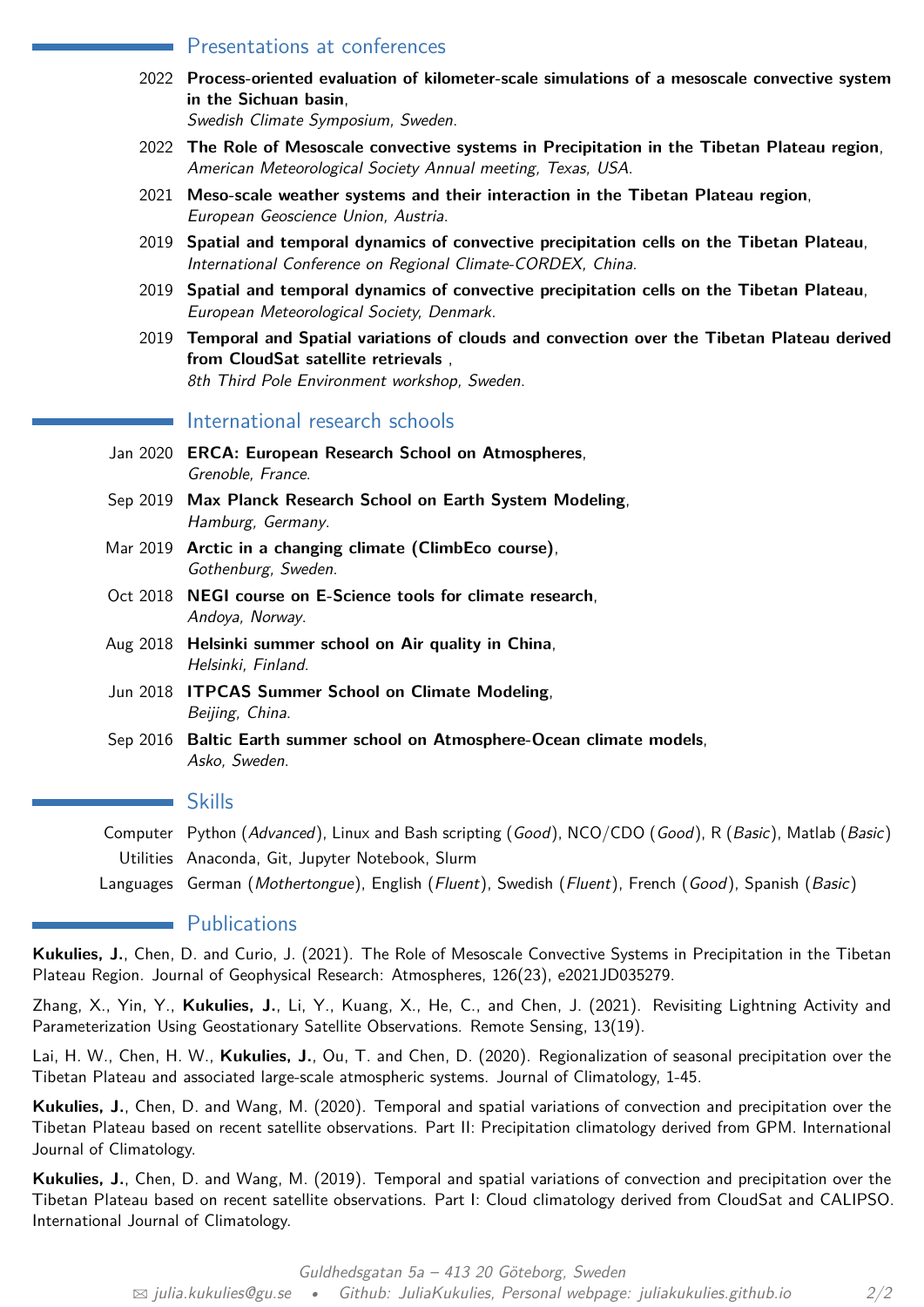## Presentations at conferences

2022 **Process-oriented evaluation of kilometer-scale simulations of a mesoscale convective system in the Sichuan basin**,
*Swedish Climate Symposium, Sweden*.

2022 **The Role of Mesoscale convective systems in Precipitation in the Tibetan Plateau region**,
*American Meteorological Society Annual meeting, Texas, USA*.

2021 **Meso-scale weather systems and their interaction in the Tibetan Plateau region**,
*European Geoscience Union, Austria*.

2019 **Spatial and temporal dynamics of convective precipitation cells on the Tibetan Plateau**,
*International Conference on Regional Climate-CORDEX, China*.

2019 **Spatial and temporal dynamics of convective precipitation cells on the Tibetan Plateau**,
*European Meteorological Society, Denmark*.

2019 **Temporal and Spatial variations of clouds and convection over the Tibetan Plateau derived from CloudSat satellite retrievals** ,
*8th Third Pole Environment workshop, Sweden*.

## International research schools

Jan 2020 **ERCA: European Research School on Atmospheres**,
*Grenoble, France*.

Sep 2019 **Max Planck Research School on Earth System Modeling**,
*Hamburg, Germany*.

Mar 2019 **Arctic in a changing climate (ClimbEco course)**,
*Gothenburg, Sweden*.

Oct 2018 **NEGI course on E-Science tools for climate research**,
*Andoya, Norway*.

Aug 2018 **Helsinki summer school on Air quality in China**,
*Helsinki, Finland*.

Jun 2018 **ITPCAS Summer School on Climate Modeling**,
*Beijing, China*.

Sep 2016 **Baltic Earth summer school on Atmosphere-Ocean climate models**,
*Asko, Sweden*.

## Skills

Computer: Python (*Advanced*), Linux and Bash scripting (*Good*), NCO/CDO (*Good*), R (*Basic*), Matlab (*Basic*)

Utilities: Anaconda, Git, Jupyter Notebook, Slurm

Languages: German (*Mothertongue*), English (*Fluent*), Swedish (*Fluent*), French (*Good*), Spanish (*Basic*)

## Publications

**Kukulies, J.**, Chen, D. and Curio, J. (2021). The Role of Mesoscale Convective Systems in Precipitation in the Tibetan Plateau Region. Journal of Geophysical Research: Atmospheres, 126(23), e2021JD035279.

Zhang, X., Yin, Y., **Kukulies, J.**, Li, Y., Kuang, X., He, C., and Chen, J. (2021). Revisiting Lightning Activity and Parameterization Using Geostationary Satellite Observations. Remote Sensing, 13(19).

Lai, H. W., Chen, H. W., **Kukulies, J.**, Ou, T. and Chen, D. (2020). Regionalization of seasonal precipitation over the Tibetan Plateau and associated large-scale atmospheric systems. Journal of Climatology, 1-45.

**Kukulies, J.**, Chen, D. and Wang, M. (2020). Temporal and spatial variations of convection and precipitation over the Tibetan Plateau based on recent satellite observations. Part II: Precipitation climatology derived from GPM. International Journal of Climatology.

**Kukulies, J.**, Chen, D. and Wang, M. (2019). Temporal and spatial variations of convection and precipitation over the Tibetan Plateau based on recent satellite observations. Part I: Cloud climatology derived from CloudSat and CALIPSO. International Journal of Climatology.

*Guldhedsgatan 5a – 413 20 Göteborg, Sweden*
*julia.kukulies@gu.se • Github: JuliaKukulies, Personal webpage: juliakukulies.github.io*